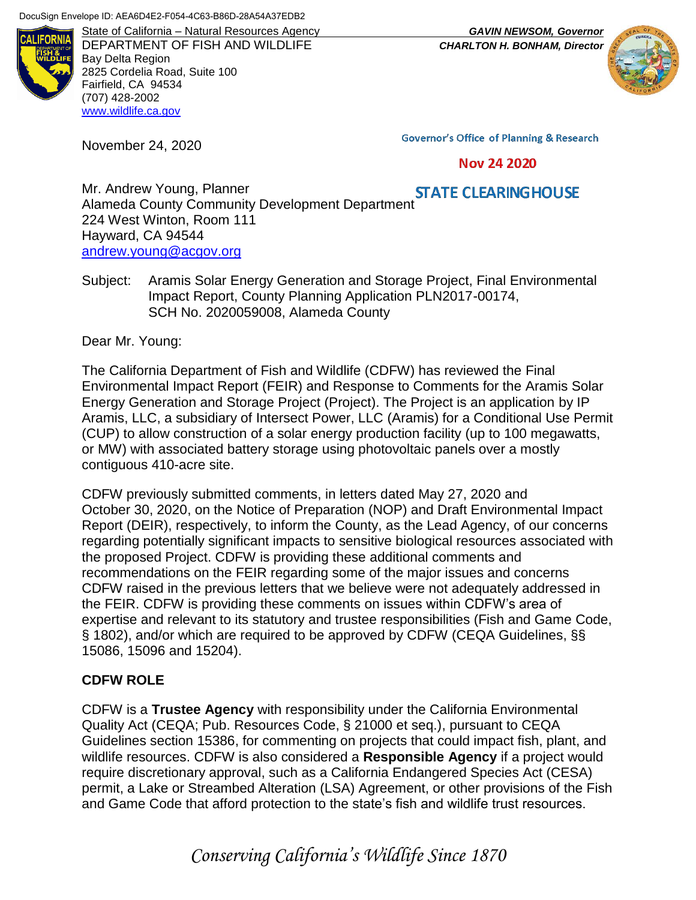DocuSign Envelope ID: AEA6D4E2-F054-4C63-B86D-28A54A37EDB2

State of California – Natural Resources Agency
DEPARTMENT OF FISH AND WILDLIFE
Bay Delta Region
2825 Cordelia Road, Suite 100
Fairfield, CA 94534
(707) 428-2002
www.wildlife.ca.gov

***GAVIN NEWSOM, Governor***
***CHARLTON H. BONHAM, Director***

November 24, 2020

Governor's Office of Planning & Research

Nov 24 2020

STATE CLEARINGHOUSE

Mr. Andrew Young, Planner
Alameda County Community Development Department
224 West Winton, Room 111
Hayward, CA 94544
andrew.young@acgov.org

Subject: Aramis Solar Energy Generation and Storage Project, Final Environmental Impact Report, County Planning Application PLN2017-00174, SCH No. 2020059008, Alameda County

Dear Mr. Young:

The California Department of Fish and Wildlife (CDFW) has reviewed the Final Environmental Impact Report (FEIR) and Response to Comments for the Aramis Solar Energy Generation and Storage Project (Project). The Project is an application by IP Aramis, LLC, a subsidiary of Intersect Power, LLC (Aramis) for a Conditional Use Permit (CUP) to allow construction of a solar energy production facility (up to 100 megawatts, or MW) with associated battery storage using photovoltaic panels over a mostly contiguous 410-acre site.

CDFW previously submitted comments, in letters dated May 27, 2020 and October 30, 2020, on the Notice of Preparation (NOP) and Draft Environmental Impact Report (DEIR), respectively, to inform the County, as the Lead Agency, of our concerns regarding potentially significant impacts to sensitive biological resources associated with the proposed Project. CDFW is providing these additional comments and recommendations on the FEIR regarding some of the major issues and concerns CDFW raised in the previous letters that we believe were not adequately addressed in the FEIR. CDFW is providing these comments on issues within CDFW's area of expertise and relevant to its statutory and trustee responsibilities (Fish and Game Code, § 1802), and/or which are required to be approved by CDFW (CEQA Guidelines, §§ 15086, 15096 and 15204).

## CDFW ROLE

CDFW is a **Trustee Agency** with responsibility under the California Environmental Quality Act (CEQA; Pub. Resources Code, § 21000 et seq.), pursuant to CEQA Guidelines section 15386, for commenting on projects that could impact fish, plant, and wildlife resources. CDFW is also considered a **Responsible Agency** if a project would require discretionary approval, such as a California Endangered Species Act (CESA) permit, a Lake or Streambed Alteration (LSA) Agreement, or other provisions of the Fish and Game Code that afford protection to the state's fish and wildlife trust resources.

*Conserving California's Wildlife Since 1870*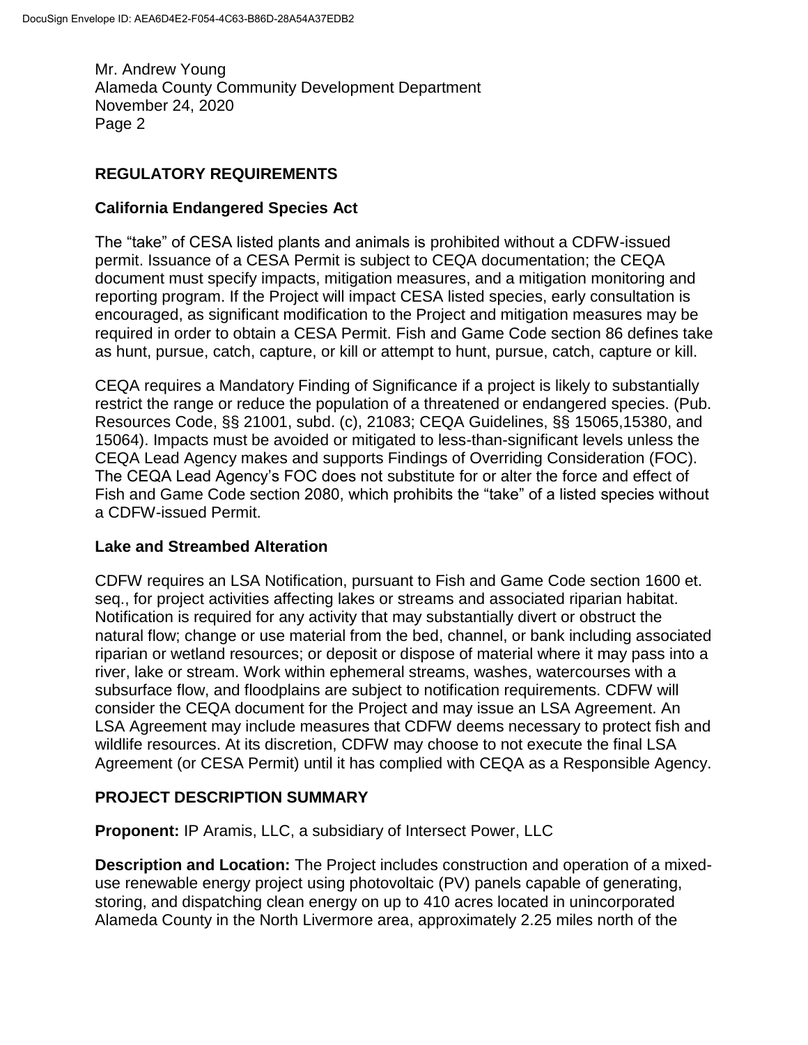## REGULATORY REQUIREMENTS

### California Endangered Species Act

The "take" of CESA listed plants and animals is prohibited without a CDFW-issued permit. Issuance of a CESA Permit is subject to CEQA documentation; the CEQA document must specify impacts, mitigation measures, and a mitigation monitoring and reporting program. If the Project will impact CESA listed species, early consultation is encouraged, as significant modification to the Project and mitigation measures may be required in order to obtain a CESA Permit. Fish and Game Code section 86 defines take as hunt, pursue, catch, capture, or kill or attempt to hunt, pursue, catch, capture or kill.

CEQA requires a Mandatory Finding of Significance if a project is likely to substantially restrict the range or reduce the population of a threatened or endangered species. (Pub. Resources Code, §§ 21001, subd. (c), 21083; CEQA Guidelines, §§ 15065,15380, and 15064). Impacts must be avoided or mitigated to less-than-significant levels unless the CEQA Lead Agency makes and supports Findings of Overriding Consideration (FOC). The CEQA Lead Agency's FOC does not substitute for or alter the force and effect of Fish and Game Code section 2080, which prohibits the "take" of a listed species without a CDFW-issued Permit.

### Lake and Streambed Alteration

CDFW requires an LSA Notification, pursuant to Fish and Game Code section 1600 et. seq., for project activities affecting lakes or streams and associated riparian habitat. Notification is required for any activity that may substantially divert or obstruct the natural flow; change or use material from the bed, channel, or bank including associated riparian or wetland resources; or deposit or dispose of material where it may pass into a river, lake or stream. Work within ephemeral streams, washes, watercourses with a subsurface flow, and floodplains are subject to notification requirements. CDFW will consider the CEQA document for the Project and may issue an LSA Agreement. An LSA Agreement may include measures that CDFW deems necessary to protect fish and wildlife resources. At its discretion, CDFW may choose to not execute the final LSA Agreement (or CESA Permit) until it has complied with CEQA as a Responsible Agency.

## PROJECT DESCRIPTION SUMMARY

**Proponent:** IP Aramis, LLC, a subsidiary of Intersect Power, LLC

**Description and Location:** The Project includes construction and operation of a mixed-use renewable energy project using photovoltaic (PV) panels capable of generating, storing, and dispatching clean energy on up to 410 acres located in unincorporated Alameda County in the North Livermore area, approximately 2.25 miles north of the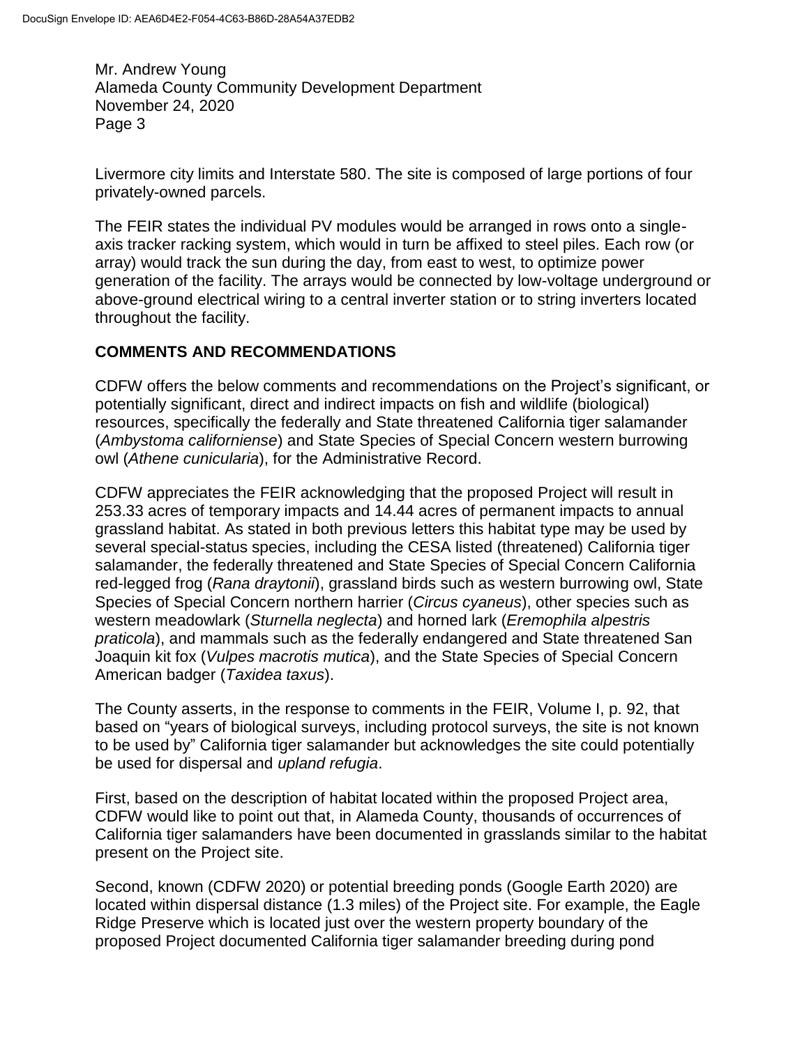Livermore city limits and Interstate 580. The site is composed of large portions of four privately-owned parcels.

The FEIR states the individual PV modules would be arranged in rows onto a single-axis tracker racking system, which would in turn be affixed to steel piles. Each row (or array) would track the sun during the day, from east to west, to optimize power generation of the facility. The arrays would be connected by low-voltage underground or above-ground electrical wiring to a central inverter station or to string inverters located throughout the facility.

## COMMENTS AND RECOMMENDATIONS

CDFW offers the below comments and recommendations on the Project's significant, or potentially significant, direct and indirect impacts on fish and wildlife (biological) resources, specifically the federally and State threatened California tiger salamander (*Ambystoma californiense*) and State Species of Special Concern western burrowing owl (*Athene cunicularia*), for the Administrative Record.

CDFW appreciates the FEIR acknowledging that the proposed Project will result in 253.33 acres of temporary impacts and 14.44 acres of permanent impacts to annual grassland habitat. As stated in both previous letters this habitat type may be used by several special-status species, including the CESA listed (threatened) California tiger salamander, the federally threatened and State Species of Special Concern California red-legged frog (*Rana draytonii*), grassland birds such as western burrowing owl, State Species of Special Concern northern harrier (*Circus cyaneus*), other species such as western meadowlark (*Sturnella neglecta*) and horned lark (*Eremophila alpestris praticola*), and mammals such as the federally endangered and State threatened San Joaquin kit fox (*Vulpes macrotis mutica*), and the State Species of Special Concern American badger (*Taxidea taxus*).

The County asserts, in the response to comments in the FEIR, Volume I, p. 92, that based on "years of biological surveys, including protocol surveys, the site is not known to be used by" California tiger salamander but acknowledges the site could potentially be used for dispersal and *upland refugia*.

First, based on the description of habitat located within the proposed Project area, CDFW would like to point out that, in Alameda County, thousands of occurrences of California tiger salamanders have been documented in grasslands similar to the habitat present on the Project site.

Second, known (CDFW 2020) or potential breeding ponds (Google Earth 2020) are located within dispersal distance (1.3 miles) of the Project site. For example, the Eagle Ridge Preserve which is located just over the western property boundary of the proposed Project documented California tiger salamander breeding during pond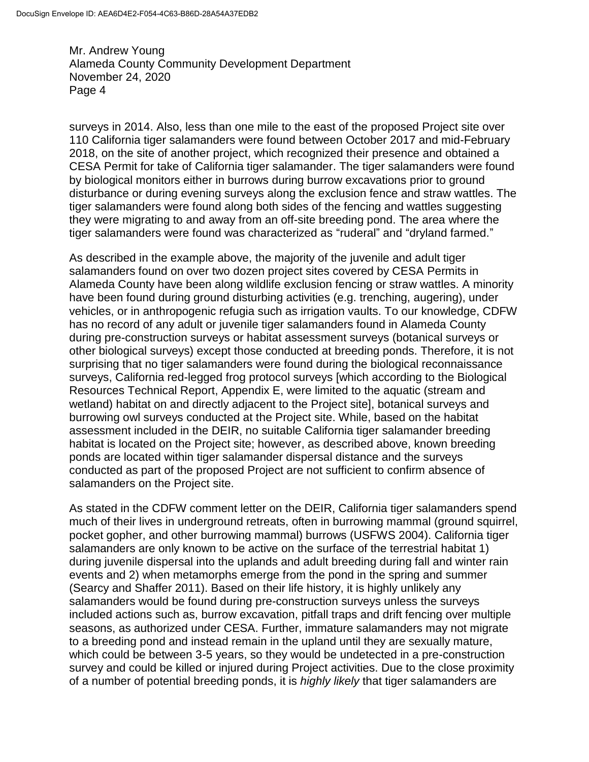surveys in 2014. Also, less than one mile to the east of the proposed Project site over 110 California tiger salamanders were found between October 2017 and mid-February 2018, on the site of another project, which recognized their presence and obtained a CESA Permit for take of California tiger salamander. The tiger salamanders were found by biological monitors either in burrows during burrow excavations prior to ground disturbance or during evening surveys along the exclusion fence and straw wattles. The tiger salamanders were found along both sides of the fencing and wattles suggesting they were migrating to and away from an off-site breeding pond. The area where the tiger salamanders were found was characterized as "ruderal" and "dryland farmed."

As described in the example above, the majority of the juvenile and adult tiger salamanders found on over two dozen project sites covered by CESA Permits in Alameda County have been along wildlife exclusion fencing or straw wattles. A minority have been found during ground disturbing activities (e.g. trenching, augering), under vehicles, or in anthropogenic refugia such as irrigation vaults. To our knowledge, CDFW has no record of any adult or juvenile tiger salamanders found in Alameda County during pre-construction surveys or habitat assessment surveys (botanical surveys or other biological surveys) except those conducted at breeding ponds. Therefore, it is not surprising that no tiger salamanders were found during the biological reconnaissance surveys, California red-legged frog protocol surveys [which according to the Biological Resources Technical Report, Appendix E, were limited to the aquatic (stream and wetland) habitat on and directly adjacent to the Project site], botanical surveys and burrowing owl surveys conducted at the Project site. While, based on the habitat assessment included in the DEIR, no suitable California tiger salamander breeding habitat is located on the Project site; however, as described above, known breeding ponds are located within tiger salamander dispersal distance and the surveys conducted as part of the proposed Project are not sufficient to confirm absence of salamanders on the Project site.

As stated in the CDFW comment letter on the DEIR, California tiger salamanders spend much of their lives in underground retreats, often in burrowing mammal (ground squirrel, pocket gopher, and other burrowing mammal) burrows (USFWS 2004). California tiger salamanders are only known to be active on the surface of the terrestrial habitat 1) during juvenile dispersal into the uplands and adult breeding during fall and winter rain events and 2) when metamorphs emerge from the pond in the spring and summer (Searcy and Shaffer 2011). Based on their life history, it is highly unlikely any salamanders would be found during pre-construction surveys unless the surveys included actions such as, burrow excavation, pitfall traps and drift fencing over multiple seasons, as authorized under CESA. Further, immature salamanders may not migrate to a breeding pond and instead remain in the upland until they are sexually mature, which could be between 3-5 years, so they would be undetected in a pre-construction survey and could be killed or injured during Project activities. Due to the close proximity of a number of potential breeding ponds, it is *highly likely* that tiger salamanders are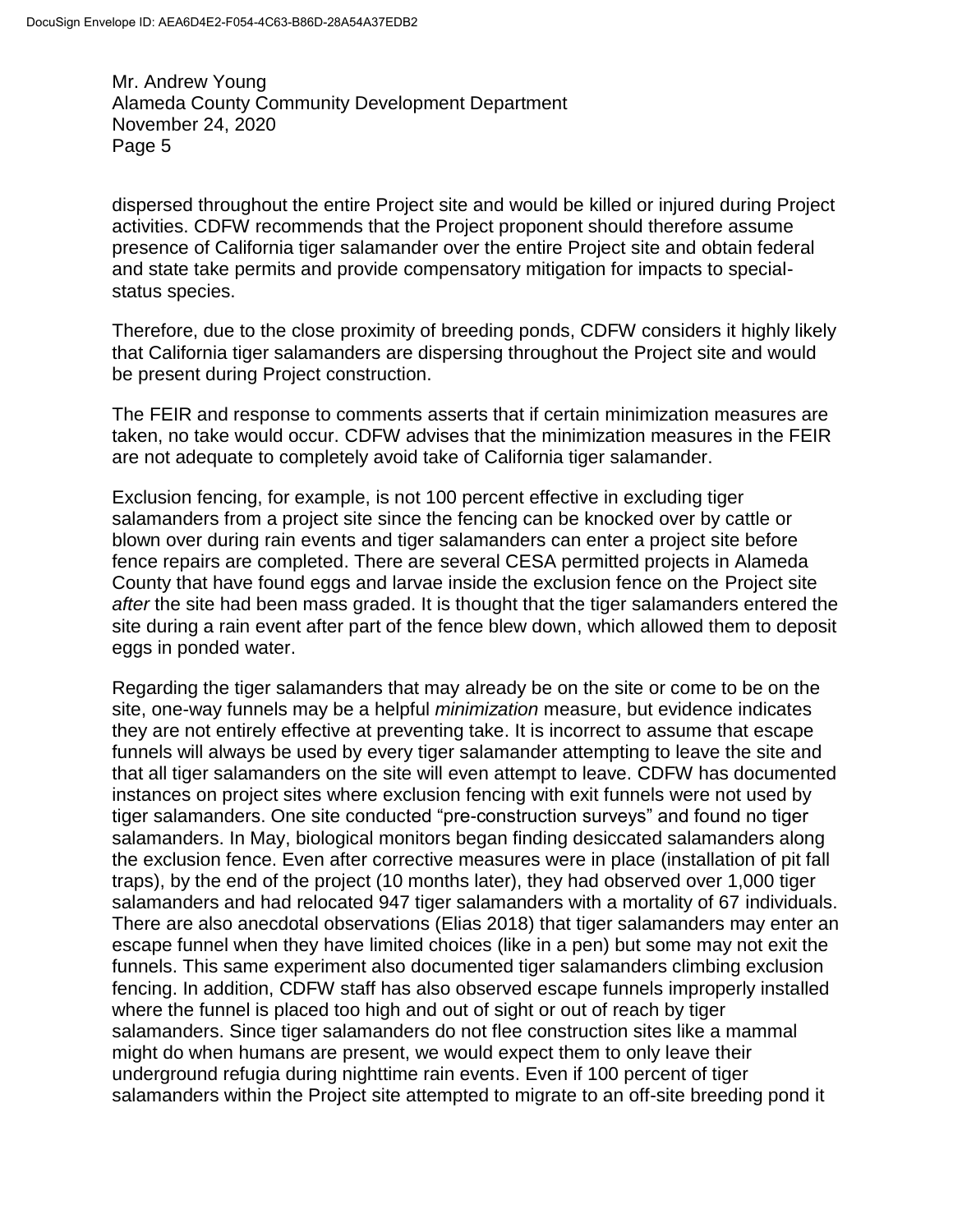dispersed throughout the entire Project site and would be killed or injured during Project activities. CDFW recommends that the Project proponent should therefore assume presence of California tiger salamander over the entire Project site and obtain federal and state take permits and provide compensatory mitigation for impacts to special-status species.

Therefore, due to the close proximity of breeding ponds, CDFW considers it highly likely that California tiger salamanders are dispersing throughout the Project site and would be present during Project construction.

The FEIR and response to comments asserts that if certain minimization measures are taken, no take would occur. CDFW advises that the minimization measures in the FEIR are not adequate to completely avoid take of California tiger salamander.

Exclusion fencing, for example, is not 100 percent effective in excluding tiger salamanders from a project site since the fencing can be knocked over by cattle or blown over during rain events and tiger salamanders can enter a project site before fence repairs are completed. There are several CESA permitted projects in Alameda County that have found eggs and larvae inside the exclusion fence on the Project site *after* the site had been mass graded. It is thought that the tiger salamanders entered the site during a rain event after part of the fence blew down, which allowed them to deposit eggs in ponded water.

Regarding the tiger salamanders that may already be on the site or come to be on the site, one-way funnels may be a helpful *minimization* measure, but evidence indicates they are not entirely effective at preventing take. It is incorrect to assume that escape funnels will always be used by every tiger salamander attempting to leave the site and that all tiger salamanders on the site will even attempt to leave. CDFW has documented instances on project sites where exclusion fencing with exit funnels were not used by tiger salamanders. One site conducted "pre-construction surveys" and found no tiger salamanders. In May, biological monitors began finding desiccated salamanders along the exclusion fence. Even after corrective measures were in place (installation of pit fall traps), by the end of the project (10 months later), they had observed over 1,000 tiger salamanders and had relocated 947 tiger salamanders with a mortality of 67 individuals. There are also anecdotal observations (Elias 2018) that tiger salamanders may enter an escape funnel when they have limited choices (like in a pen) but some may not exit the funnels. This same experiment also documented tiger salamanders climbing exclusion fencing. In addition, CDFW staff has also observed escape funnels improperly installed where the funnel is placed too high and out of sight or out of reach by tiger salamanders. Since tiger salamanders do not flee construction sites like a mammal might do when humans are present, we would expect them to only leave their underground refugia during nighttime rain events. Even if 100 percent of tiger salamanders within the Project site attempted to migrate to an off-site breeding pond it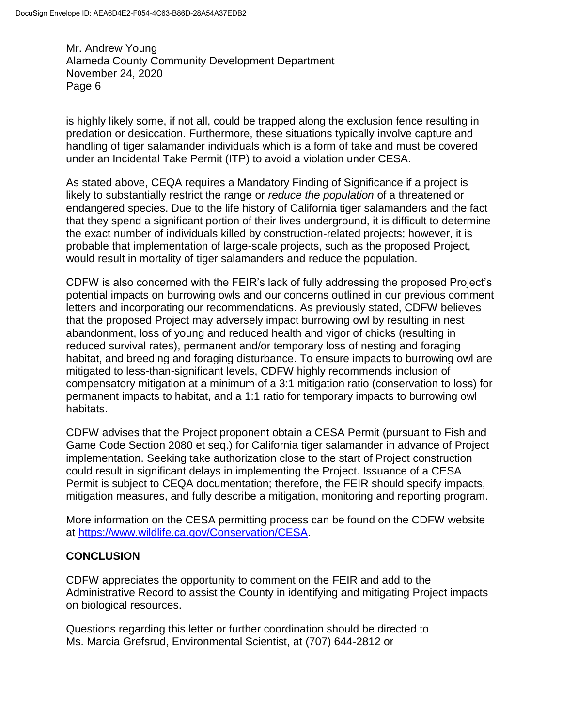is highly likely some, if not all, could be trapped along the exclusion fence resulting in predation or desiccation. Furthermore, these situations typically involve capture and handling of tiger salamander individuals which is a form of take and must be covered under an Incidental Take Permit (ITP) to avoid a violation under CESA.

As stated above, CEQA requires a Mandatory Finding of Significance if a project is likely to substantially restrict the range or *reduce the population* of a threatened or endangered species. Due to the life history of California tiger salamanders and the fact that they spend a significant portion of their lives underground, it is difficult to determine the exact number of individuals killed by construction-related projects; however, it is probable that implementation of large-scale projects, such as the proposed Project, would result in mortality of tiger salamanders and reduce the population.

CDFW is also concerned with the FEIR's lack of fully addressing the proposed Project's potential impacts on burrowing owls and our concerns outlined in our previous comment letters and incorporating our recommendations. As previously stated, CDFW believes that the proposed Project may adversely impact burrowing owl by resulting in nest abandonment, loss of young and reduced health and vigor of chicks (resulting in reduced survival rates), permanent and/or temporary loss of nesting and foraging habitat, and breeding and foraging disturbance. To ensure impacts to burrowing owl are mitigated to less-than-significant levels, CDFW highly recommends inclusion of compensatory mitigation at a minimum of a 3:1 mitigation ratio (conservation to loss) for permanent impacts to habitat, and a 1:1 ratio for temporary impacts to burrowing owl habitats.

CDFW advises that the Project proponent obtain a CESA Permit (pursuant to Fish and Game Code Section 2080 et seq.) for California tiger salamander in advance of Project implementation. Seeking take authorization close to the start of Project construction could result in significant delays in implementing the Project. Issuance of a CESA Permit is subject to CEQA documentation; therefore, the FEIR should specify impacts, mitigation measures, and fully describe a mitigation, monitoring and reporting program.

More information on the CESA permitting process can be found on the CDFW website at https://www.wildlife.ca.gov/Conservation/CESA.

## CONCLUSION

CDFW appreciates the opportunity to comment on the FEIR and add to the Administrative Record to assist the County in identifying and mitigating Project impacts on biological resources.

Questions regarding this letter or further coordination should be directed to Ms. Marcia Grefsrud, Environmental Scientist, at (707) 644-2812 or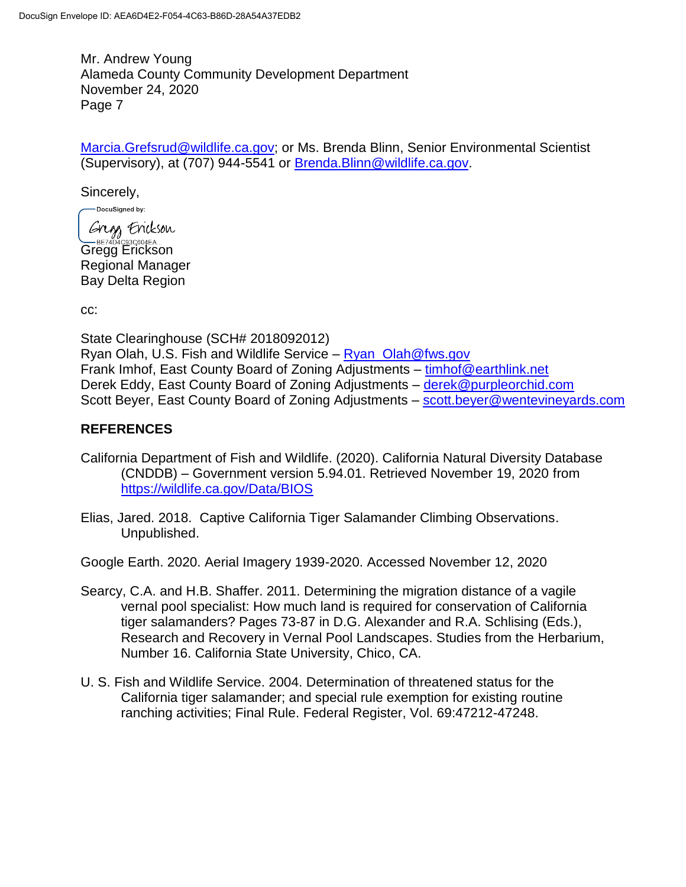Marcia.Grefsrud@wildlife.ca.gov; or Ms. Brenda Blinn, Senior Environmental Scientist (Supervisory), at (707) 944-5541 or Brenda.Blinn@wildlife.ca.gov.

Sincerely,

DocuSigned by:
Gregg Erickson
BE74D4C93C604EA...

Gregg Erickson
Regional Manager
Bay Delta Region

cc:

State Clearinghouse (SCH# 2018092012)
Ryan Olah, U.S. Fish and Wildlife Service – Ryan_Olah@fws.gov
Frank Imhof, East County Board of Zoning Adjustments – timhof@earthlink.net
Derek Eddy, East County Board of Zoning Adjustments – derek@purpleorchid.com
Scott Beyer, East County Board of Zoning Adjustments – scott.beyer@wentevineyards.com

## REFERENCES

California Department of Fish and Wildlife. (2020). California Natural Diversity Database (CNDDB) – Government version 5.94.01. Retrieved November 19, 2020 from https://wildlife.ca.gov/Data/BIOS

Elias, Jared. 2018. Captive California Tiger Salamander Climbing Observations. Unpublished.

Google Earth. 2020. Aerial Imagery 1939-2020. Accessed November 12, 2020

Searcy, C.A. and H.B. Shaffer. 2011. Determining the migration distance of a vagile vernal pool specialist: How much land is required for conservation of California tiger salamanders? Pages 73-87 in D.G. Alexander and R.A. Schlising (Eds.), Research and Recovery in Vernal Pool Landscapes. Studies from the Herbarium, Number 16. California State University, Chico, CA.

U. S. Fish and Wildlife Service. 2004. Determination of threatened status for the California tiger salamander; and special rule exemption for existing routine ranching activities; Final Rule. Federal Register, Vol. 69:47212-47248.